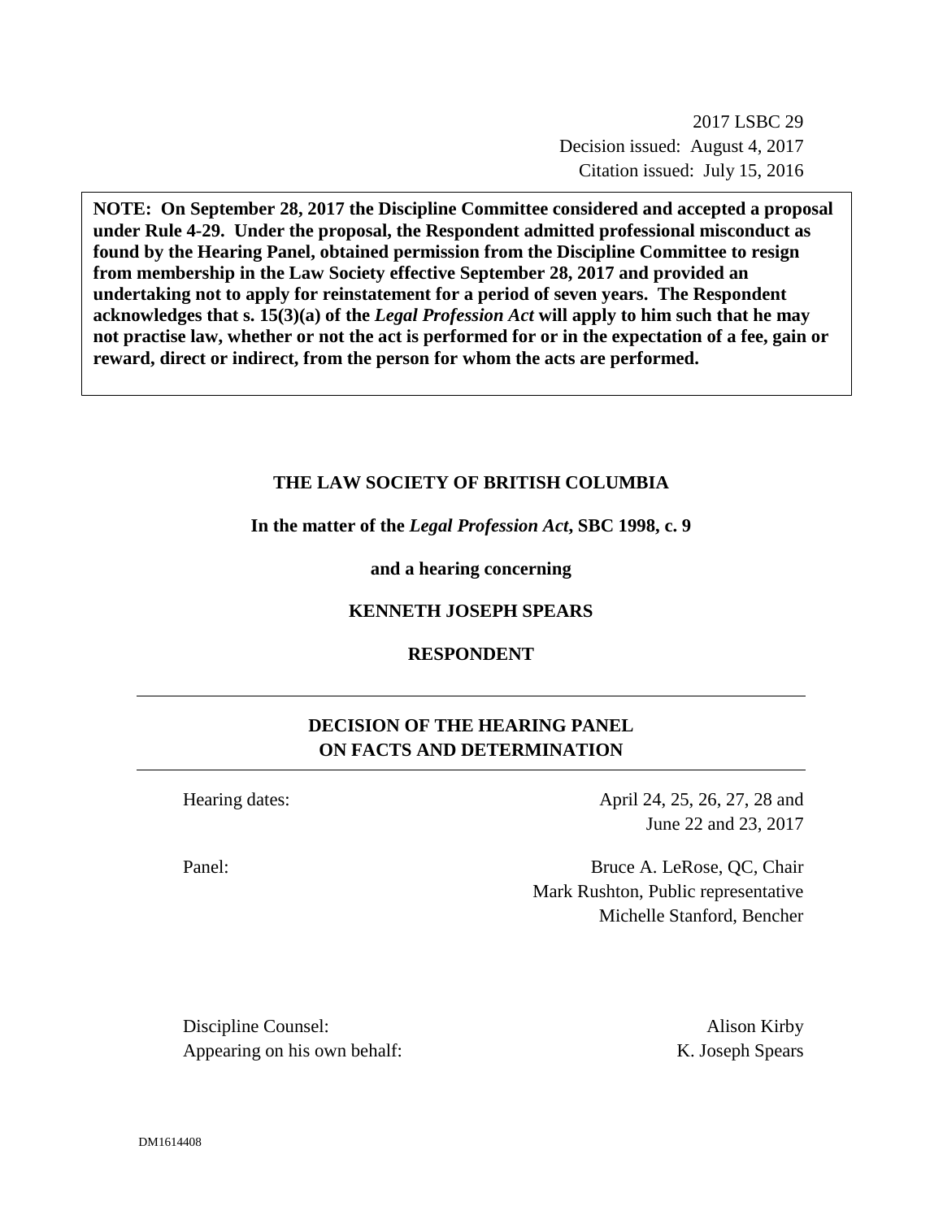2017 LSBC 29
Decision issued: August 4, 2017
Citation issued: July 15, 2016

**NOTE: On September 28, 2017 the Discipline Committee considered and accepted a proposal under Rule 4-29. Under the proposal, the Respondent admitted professional misconduct as found by the Hearing Panel, obtained permission from the Discipline Committee to resign from membership in the Law Society effective September 28, 2017 and provided an undertaking not to apply for reinstatement for a period of seven years. The Respondent acknowledges that s. 15(3)(a) of the *Legal Profession Act* will apply to him such that he may not practise law, whether or not the act is performed for or in the expectation of a fee, gain or reward, direct or indirect, from the person for whom the acts are performed.**

**THE LAW SOCIETY OF BRITISH COLUMBIA**

**In the matter of the *Legal Profession Act*, SBC 1998, c. 9**

**and a hearing concerning**

**KENNETH JOSEPH SPEARS**

**RESPONDENT**

## DECISION OF THE HEARING PANEL ON FACTS AND DETERMINATION

Hearing dates: April 24, 25, 26, 27, 28 and June 22 and 23, 2017

Panel: Bruce A. LeRose, QC, Chair; Mark Rushton, Public representative; Michelle Stanford, Bencher

Discipline Counsel: Alison Kirby
Appearing on his own behalf: K. Joseph Spears

DM1614408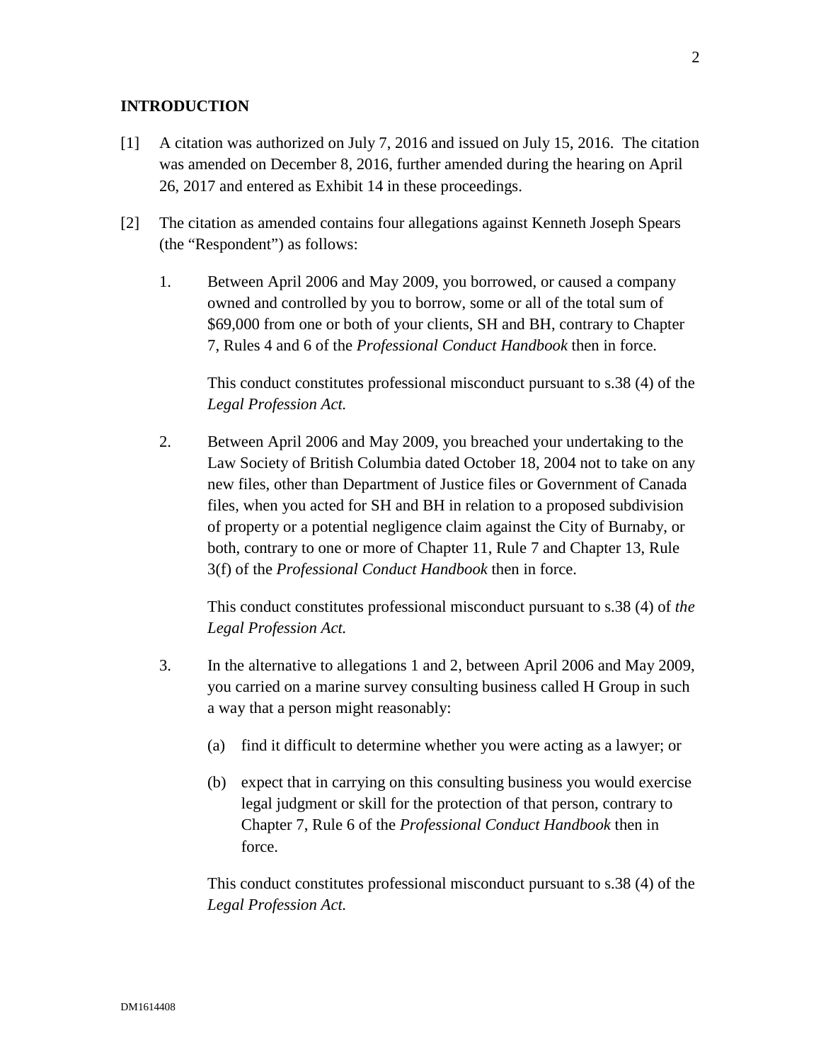## INTRODUCTION

[1] A citation was authorized on July 7, 2016 and issued on July 15, 2016. The citation was amended on December 8, 2016, further amended during the hearing on April 26, 2017 and entered as Exhibit 14 in these proceedings.

[2] The citation as amended contains four allegations against Kenneth Joseph Spears (the "Respondent") as follows:

1. Between April 2006 and May 2009, you borrowed, or caused a company owned and controlled by you to borrow, some or all of the total sum of $69,000 from one or both of your clients, SH and BH, contrary to Chapter 7, Rules 4 and 6 of the *Professional Conduct Handbook* then in force.

   This conduct constitutes professional misconduct pursuant to s.38 (4) of the *Legal Profession Act.*

2. Between April 2006 and May 2009, you breached your undertaking to the Law Society of British Columbia dated October 18, 2004 not to take on any new files, other than Department of Justice files or Government of Canada files, when you acted for SH and BH in relation to a proposed subdivision of property or a potential negligence claim against the City of Burnaby, or both, contrary to one or more of Chapter 11, Rule 7 and Chapter 13, Rule 3(f) of the *Professional Conduct Handbook* then in force.

   This conduct constitutes professional misconduct pursuant to s.38 (4) of *the Legal Profession Act.*

3. In the alternative to allegations 1 and 2, between April 2006 and May 2009, you carried on a marine survey consulting business called H Group in such a way that a person might reasonably:

   (a) find it difficult to determine whether you were acting as a lawyer; or

   (b) expect that in carrying on this consulting business you would exercise legal judgment or skill for the protection of that person, contrary to Chapter 7, Rule 6 of the *Professional Conduct Handbook* then in force.

   This conduct constitutes professional misconduct pursuant to s.38 (4) of the *Legal Profession Act.*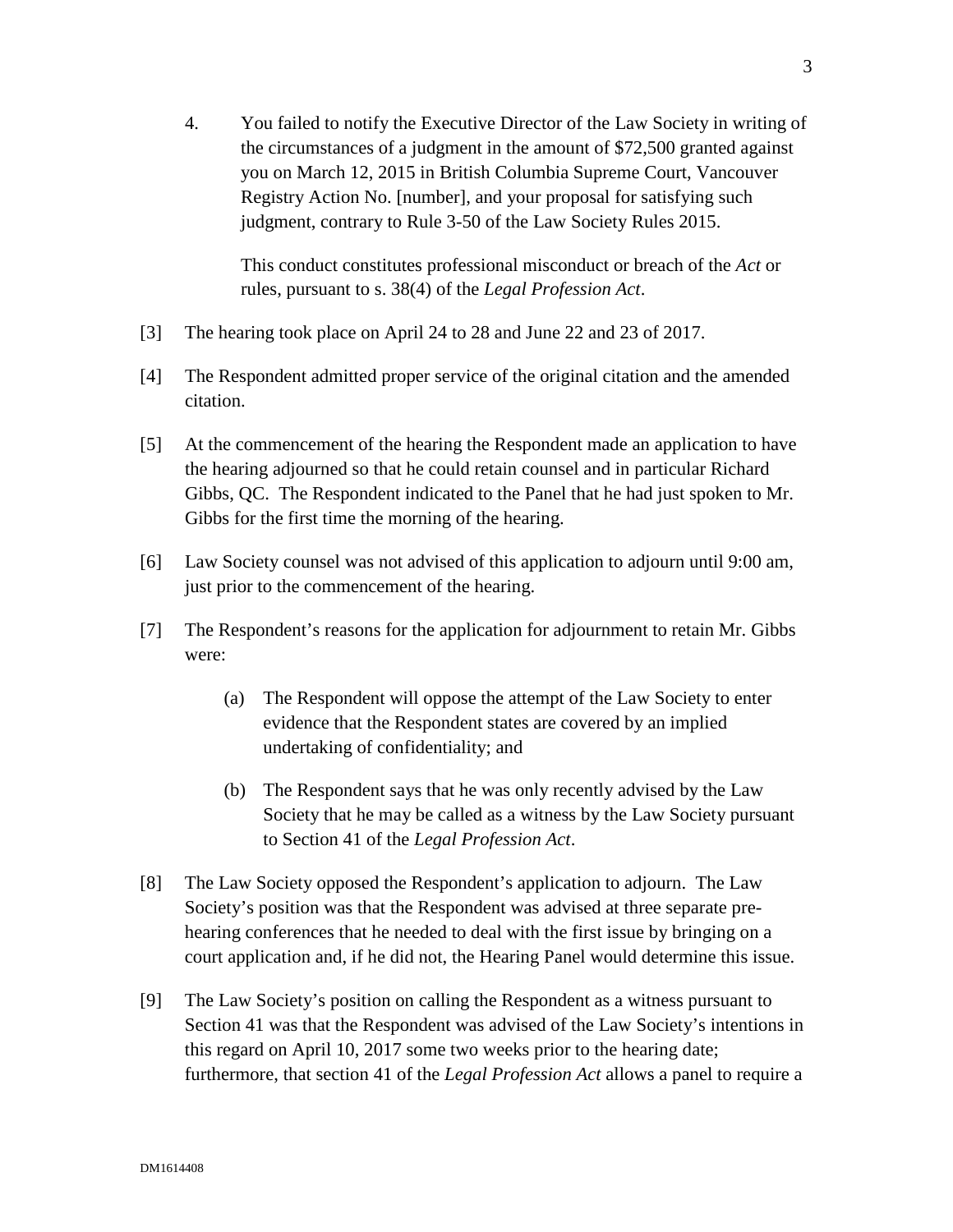4. You failed to notify the Executive Director of the Law Society in writing of the circumstances of a judgment in the amount of $72,500 granted against you on March 12, 2015 in British Columbia Supreme Court, Vancouver Registry Action No. [number], and your proposal for satisfying such judgment, contrary to Rule 3-50 of the Law Society Rules 2015.

   This conduct constitutes professional misconduct or breach of the *Act* or rules, pursuant to s. 38(4) of the *Legal Profession Act*.

[3] The hearing took place on April 24 to 28 and June 22 and 23 of 2017.

[4] The Respondent admitted proper service of the original citation and the amended citation.

[5] At the commencement of the hearing the Respondent made an application to have the hearing adjourned so that he could retain counsel and in particular Richard Gibbs, QC. The Respondent indicated to the Panel that he had just spoken to Mr. Gibbs for the first time the morning of the hearing.

[6] Law Society counsel was not advised of this application to adjourn until 9:00 am, just prior to the commencement of the hearing.

[7] The Respondent's reasons for the application for adjournment to retain Mr. Gibbs were:

   (a) The Respondent will oppose the attempt of the Law Society to enter evidence that the Respondent states are covered by an implied undertaking of confidentiality; and

   (b) The Respondent says that he was only recently advised by the Law Society that he may be called as a witness by the Law Society pursuant to Section 41 of the *Legal Profession Act*.

[8] The Law Society opposed the Respondent's application to adjourn. The Law Society's position was that the Respondent was advised at three separate pre-hearing conferences that he needed to deal with the first issue by bringing on a court application and, if he did not, the Hearing Panel would determine this issue.

[9] The Law Society's position on calling the Respondent as a witness pursuant to Section 41 was that the Respondent was advised of the Law Society's intentions in this regard on April 10, 2017 some two weeks prior to the hearing date; furthermore, that section 41 of the *Legal Profession Act* allows a panel to require a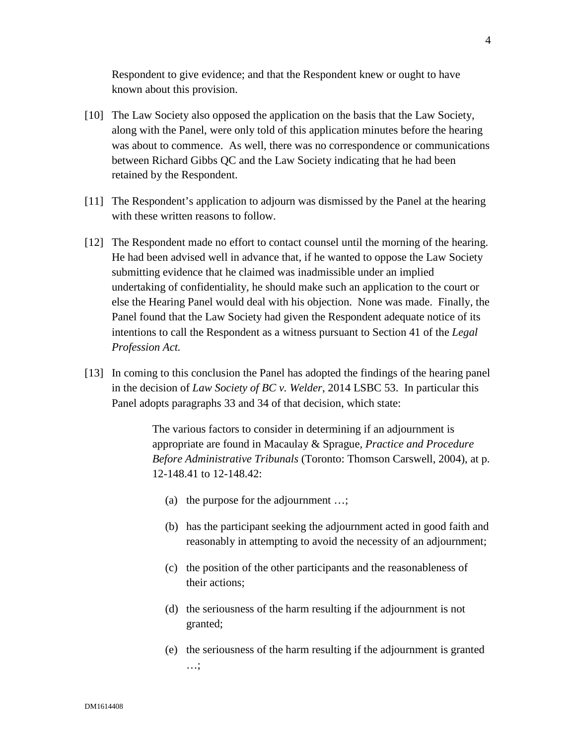Respondent to give evidence; and that the Respondent knew or ought to have known about this provision.

[10] The Law Society also opposed the application on the basis that the Law Society, along with the Panel, were only told of this application minutes before the hearing was about to commence. As well, there was no correspondence or communications between Richard Gibbs QC and the Law Society indicating that he had been retained by the Respondent.

[11] The Respondent's application to adjourn was dismissed by the Panel at the hearing with these written reasons to follow.

[12] The Respondent made no effort to contact counsel until the morning of the hearing. He had been advised well in advance that, if he wanted to oppose the Law Society submitting evidence that he claimed was inadmissible under an implied undertaking of confidentiality, he should make such an application to the court or else the Hearing Panel would deal with his objection. None was made. Finally, the Panel found that the Law Society had given the Respondent adequate notice of its intentions to call the Respondent as a witness pursuant to Section 41 of the *Legal Profession Act.*

[13] In coming to this conclusion the Panel has adopted the findings of the hearing panel in the decision of *Law Society of BC v. Welder*, 2014 LSBC 53. In particular this Panel adopts paragraphs 33 and 34 of that decision, which state:

> The various factors to consider in determining if an adjournment is appropriate are found in Macaulay & Sprague, *Practice and Procedure Before Administrative Tribunals* (Toronto: Thomson Carswell, 2004), at p. 12-148.41 to 12-148.42:
>
> (a) the purpose for the adjournment …;
>
> (b) has the participant seeking the adjournment acted in good faith and reasonably in attempting to avoid the necessity of an adjournment;
>
> (c) the position of the other participants and the reasonableness of their actions;
>
> (d) the seriousness of the harm resulting if the adjournment is not granted;
>
> (e) the seriousness of the harm resulting if the adjournment is granted …;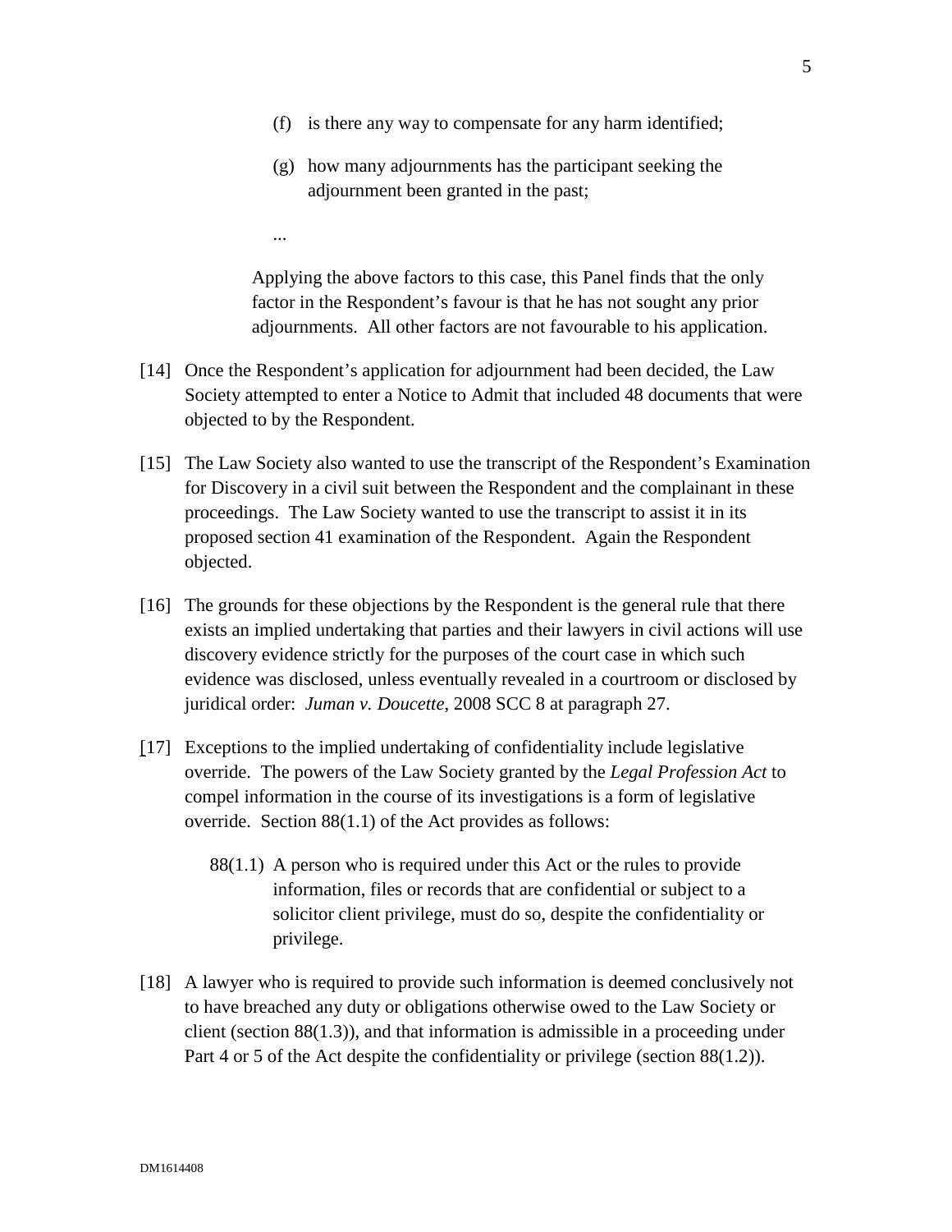(f) is there any way to compensate for any harm identified;

(g) how many adjournments has the participant seeking the adjournment been granted in the past;

...

Applying the above factors to this case, this Panel finds that the only factor in the Respondent's favour is that he has not sought any prior adjournments. All other factors are not favourable to his application.

[14] Once the Respondent's application for adjournment had been decided, the Law Society attempted to enter a Notice to Admit that included 48 documents that were objected to by the Respondent.

[15] The Law Society also wanted to use the transcript of the Respondent's Examination for Discovery in a civil suit between the Respondent and the complainant in these proceedings. The Law Society wanted to use the transcript to assist it in its proposed section 41 examination of the Respondent. Again the Respondent objected.

[16] The grounds for these objections by the Respondent is the general rule that there exists an implied undertaking that parties and their lawyers in civil actions will use discovery evidence strictly for the purposes of the court case in which such evidence was disclosed, unless eventually revealed in a courtroom or disclosed by juridical order: *Juman v. Doucette*, 2008 SCC 8 at paragraph 27.

[17] Exceptions to the implied undertaking of confidentiality include legislative override. The powers of the Law Society granted by the *Legal Profession Act* to compel information in the course of its investigations is a form of legislative override. Section 88(1.1) of the Act provides as follows:

> 88(1.1) A person who is required under this Act or the rules to provide information, files or records that are confidential or subject to a solicitor client privilege, must do so, despite the confidentiality or privilege.

[18] A lawyer who is required to provide such information is deemed conclusively not to have breached any duty or obligations otherwise owed to the Law Society or client (section 88(1.3)), and that information is admissible in a proceeding under Part 4 or 5 of the Act despite the confidentiality or privilege (section 88(1.2)).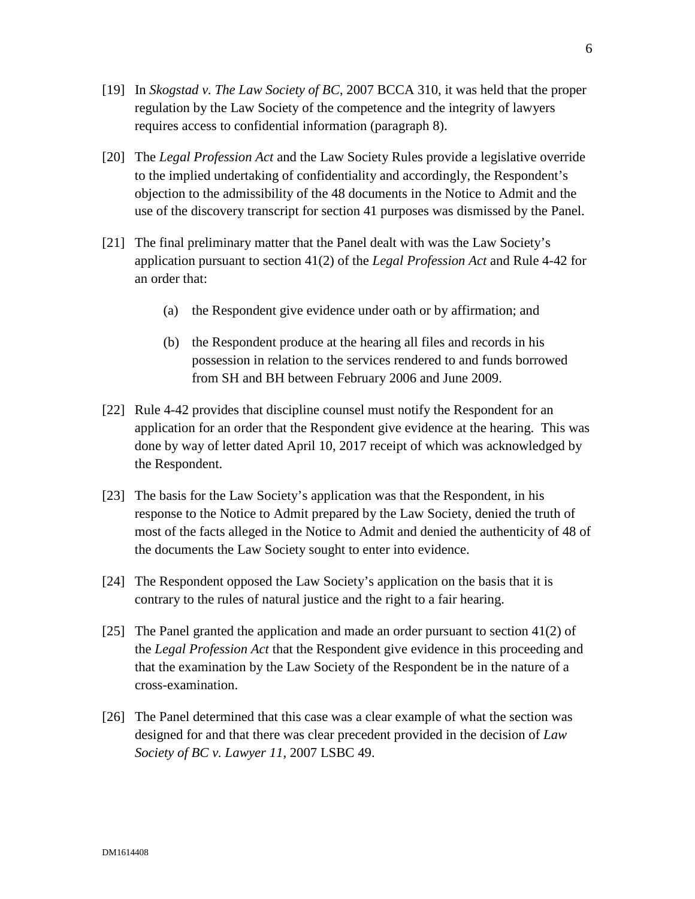[19] In *Skogstad v. The Law Society of BC*, 2007 BCCA 310, it was held that the proper regulation by the Law Society of the competence and the integrity of lawyers requires access to confidential information (paragraph 8).

[20] The *Legal Profession Act* and the Law Society Rules provide a legislative override to the implied undertaking of confidentiality and accordingly, the Respondent's objection to the admissibility of the 48 documents in the Notice to Admit and the use of the discovery transcript for section 41 purposes was dismissed by the Panel.

[21] The final preliminary matter that the Panel dealt with was the Law Society's application pursuant to section 41(2) of the *Legal Profession Act* and Rule 4-42 for an order that:

(a) the Respondent give evidence under oath or by affirmation; and

(b) the Respondent produce at the hearing all files and records in his possession in relation to the services rendered to and funds borrowed from SH and BH between February 2006 and June 2009.

[22] Rule 4-42 provides that discipline counsel must notify the Respondent for an application for an order that the Respondent give evidence at the hearing. This was done by way of letter dated April 10, 2017 receipt of which was acknowledged by the Respondent.

[23] The basis for the Law Society's application was that the Respondent, in his response to the Notice to Admit prepared by the Law Society, denied the truth of most of the facts alleged in the Notice to Admit and denied the authenticity of 48 of the documents the Law Society sought to enter into evidence.

[24] The Respondent opposed the Law Society's application on the basis that it is contrary to the rules of natural justice and the right to a fair hearing.

[25] The Panel granted the application and made an order pursuant to section 41(2) of the *Legal Profession Act* that the Respondent give evidence in this proceeding and that the examination by the Law Society of the Respondent be in the nature of a cross-examination.

[26] The Panel determined that this case was a clear example of what the section was designed for and that there was clear precedent provided in the decision of *Law Society of BC v. Lawyer 11*, 2007 LSBC 49.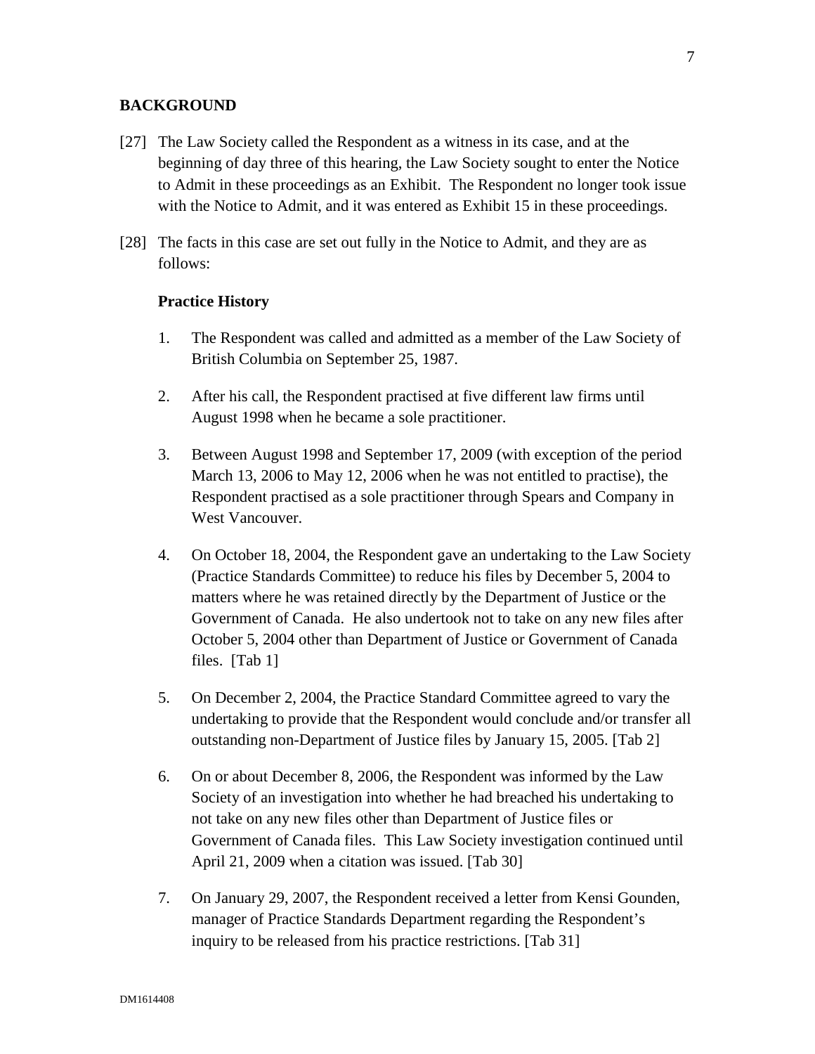## BACKGROUND

[27] The Law Society called the Respondent as a witness in its case, and at the beginning of day three of this hearing, the Law Society sought to enter the Notice to Admit in these proceedings as an Exhibit. The Respondent no longer took issue with the Notice to Admit, and it was entered as Exhibit 15 in these proceedings.

[28] The facts in this case are set out fully in the Notice to Admit, and they are as follows:

### Practice History

1. The Respondent was called and admitted as a member of the Law Society of British Columbia on September 25, 1987.

2. After his call, the Respondent practised at five different law firms until August 1998 when he became a sole practitioner.

3. Between August 1998 and September 17, 2009 (with exception of the period March 13, 2006 to May 12, 2006 when he was not entitled to practise), the Respondent practised as a sole practitioner through Spears and Company in West Vancouver.

4. On October 18, 2004, the Respondent gave an undertaking to the Law Society (Practice Standards Committee) to reduce his files by December 5, 2004 to matters where he was retained directly by the Department of Justice or the Government of Canada. He also undertook not to take on any new files after October 5, 2004 other than Department of Justice or Government of Canada files. [Tab 1]

5. On December 2, 2004, the Practice Standard Committee agreed to vary the undertaking to provide that the Respondent would conclude and/or transfer all outstanding non-Department of Justice files by January 15, 2005. [Tab 2]

6. On or about December 8, 2006, the Respondent was informed by the Law Society of an investigation into whether he had breached his undertaking to not take on any new files other than Department of Justice files or Government of Canada files. This Law Society investigation continued until April 21, 2009 when a citation was issued. [Tab 30]

7. On January 29, 2007, the Respondent received a letter from Kensi Gounden, manager of Practice Standards Department regarding the Respondent's inquiry to be released from his practice restrictions. [Tab 31]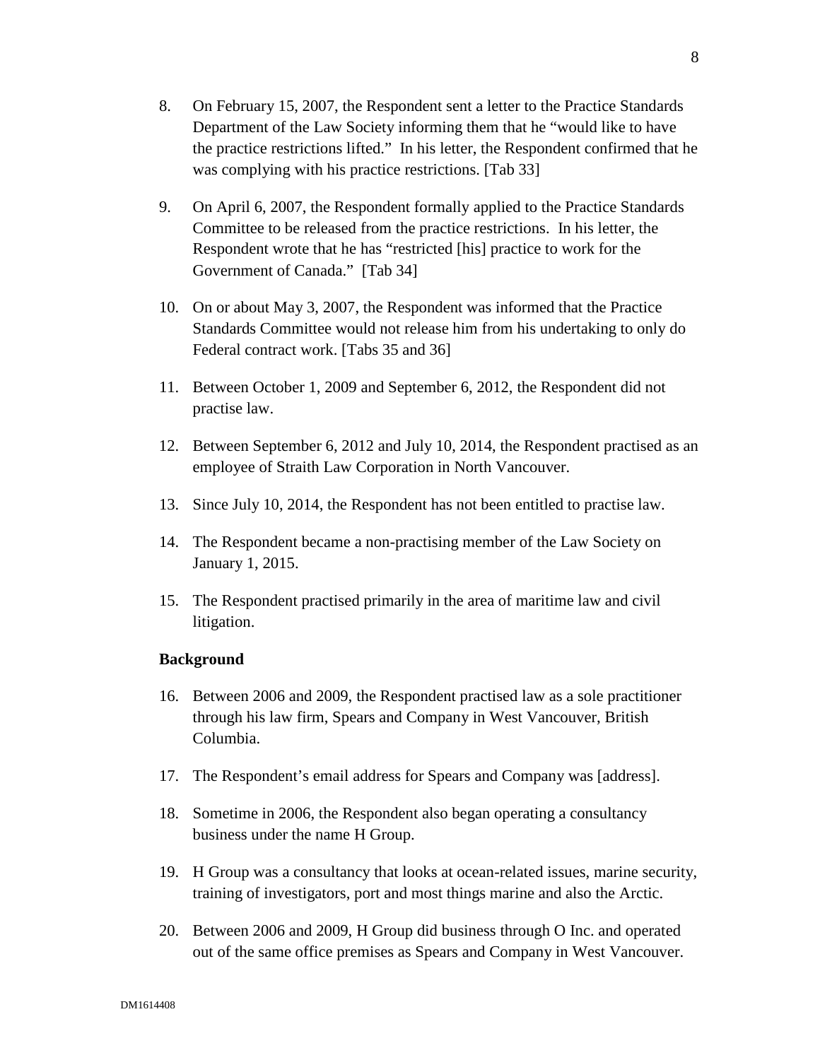8. On February 15, 2007, the Respondent sent a letter to the Practice Standards Department of the Law Society informing them that he "would like to have the practice restrictions lifted." In his letter, the Respondent confirmed that he was complying with his practice restrictions. [Tab 33]

9. On April 6, 2007, the Respondent formally applied to the Practice Standards Committee to be released from the practice restrictions. In his letter, the Respondent wrote that he has "restricted [his] practice to work for the Government of Canada." [Tab 34]

10. On or about May 3, 2007, the Respondent was informed that the Practice Standards Committee would not release him from his undertaking to only do Federal contract work. [Tabs 35 and 36]

11. Between October 1, 2009 and September 6, 2012, the Respondent did not practise law.

12. Between September 6, 2012 and July 10, 2014, the Respondent practised as an employee of Straith Law Corporation in North Vancouver.

13. Since July 10, 2014, the Respondent has not been entitled to practise law.

14. The Respondent became a non-practising member of the Law Society on January 1, 2015.

15. The Respondent practised primarily in the area of maritime law and civil litigation.

**Background**

16. Between 2006 and 2009, the Respondent practised law as a sole practitioner through his law firm, Spears and Company in West Vancouver, British Columbia.

17. The Respondent's email address for Spears and Company was [address].

18. Sometime in 2006, the Respondent also began operating a consultancy business under the name H Group.

19. H Group was a consultancy that looks at ocean-related issues, marine security, training of investigators, port and most things marine and also the Arctic.

20. Between 2006 and 2009, H Group did business through O Inc. and operated out of the same office premises as Spears and Company in West Vancouver.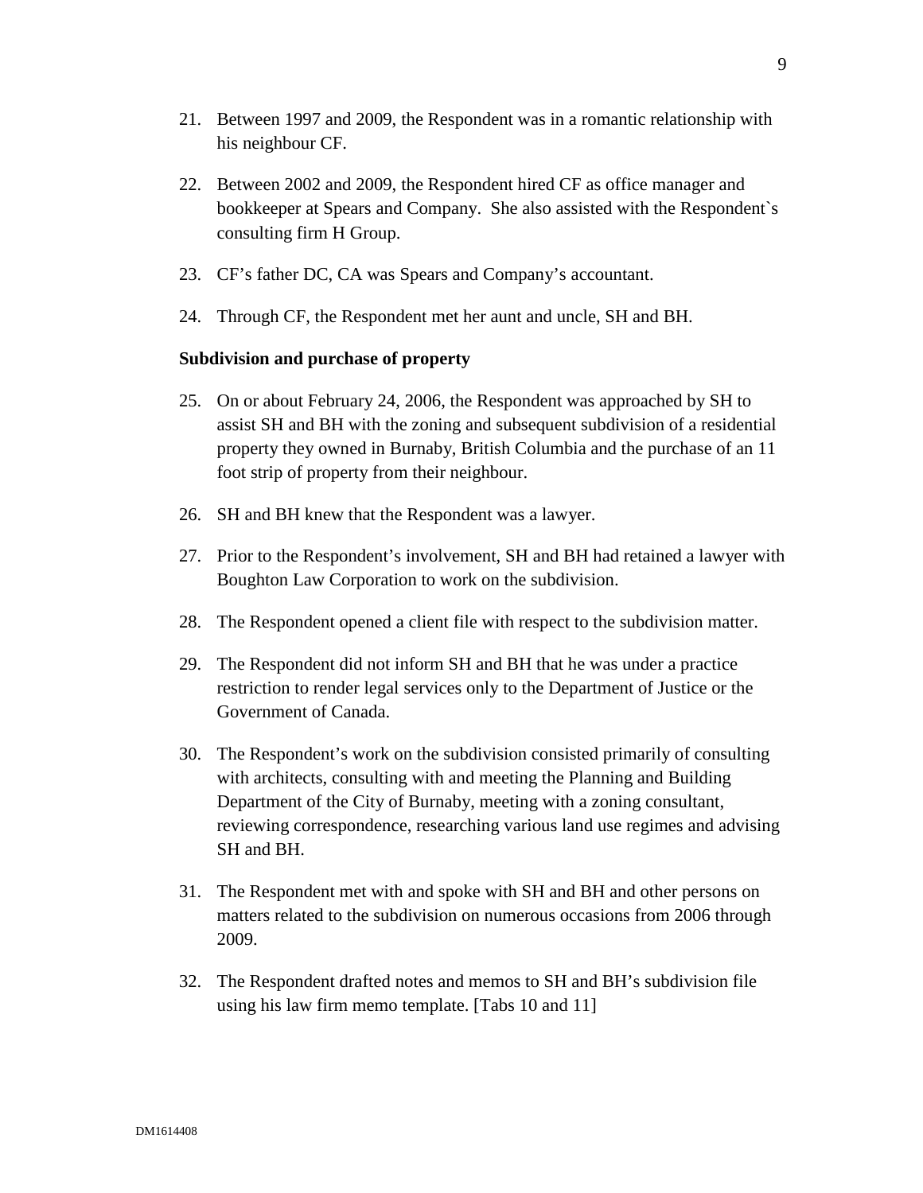21. Between 1997 and 2009, the Respondent was in a romantic relationship with his neighbour CF.

22. Between 2002 and 2009, the Respondent hired CF as office manager and bookkeeper at Spears and Company. She also assisted with the Respondent`s consulting firm H Group.

23. CF's father DC, CA was Spears and Company's accountant.

24. Through CF, the Respondent met her aunt and uncle, SH and BH.

**Subdivision and purchase of property**

25. On or about February 24, 2006, the Respondent was approached by SH to assist SH and BH with the zoning and subsequent subdivision of a residential property they owned in Burnaby, British Columbia and the purchase of an 11 foot strip of property from their neighbour.

26. SH and BH knew that the Respondent was a lawyer.

27. Prior to the Respondent's involvement, SH and BH had retained a lawyer with Boughton Law Corporation to work on the subdivision.

28. The Respondent opened a client file with respect to the subdivision matter.

29. The Respondent did not inform SH and BH that he was under a practice restriction to render legal services only to the Department of Justice or the Government of Canada.

30. The Respondent's work on the subdivision consisted primarily of consulting with architects, consulting with and meeting the Planning and Building Department of the City of Burnaby, meeting with a zoning consultant, reviewing correspondence, researching various land use regimes and advising SH and BH.

31. The Respondent met with and spoke with SH and BH and other persons on matters related to the subdivision on numerous occasions from 2006 through 2009.

32. The Respondent drafted notes and memos to SH and BH's subdivision file using his law firm memo template. [Tabs 10 and 11]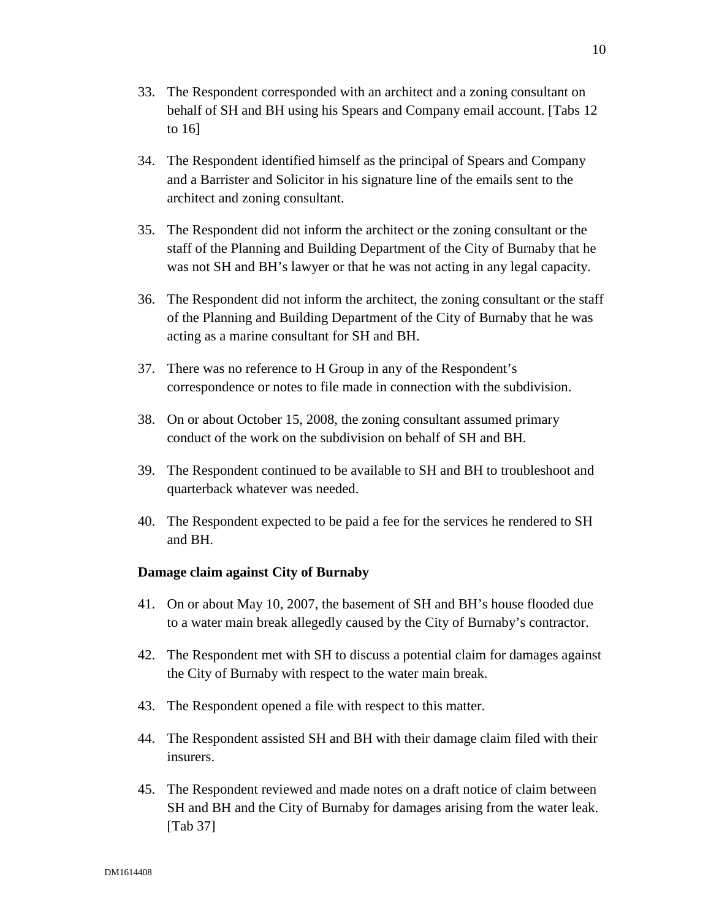33. The Respondent corresponded with an architect and a zoning consultant on behalf of SH and BH using his Spears and Company email account. [Tabs 12 to 16]

34. The Respondent identified himself as the principal of Spears and Company and a Barrister and Solicitor in his signature line of the emails sent to the architect and zoning consultant.

35. The Respondent did not inform the architect or the zoning consultant or the staff of the Planning and Building Department of the City of Burnaby that he was not SH and BH's lawyer or that he was not acting in any legal capacity.

36. The Respondent did not inform the architect, the zoning consultant or the staff of the Planning and Building Department of the City of Burnaby that he was acting as a marine consultant for SH and BH.

37. There was no reference to H Group in any of the Respondent's correspondence or notes to file made in connection with the subdivision.

38. On or about October 15, 2008, the zoning consultant assumed primary conduct of the work on the subdivision on behalf of SH and BH.

39. The Respondent continued to be available to SH and BH to troubleshoot and quarterback whatever was needed.

40. The Respondent expected to be paid a fee for the services he rendered to SH and BH.

**Damage claim against City of Burnaby**

41. On or about May 10, 2007, the basement of SH and BH's house flooded due to a water main break allegedly caused by the City of Burnaby's contractor.

42. The Respondent met with SH to discuss a potential claim for damages against the City of Burnaby with respect to the water main break.

43. The Respondent opened a file with respect to this matter.

44. The Respondent assisted SH and BH with their damage claim filed with their insurers.

45. The Respondent reviewed and made notes on a draft notice of claim between SH and BH and the City of Burnaby for damages arising from the water leak. [Tab 37]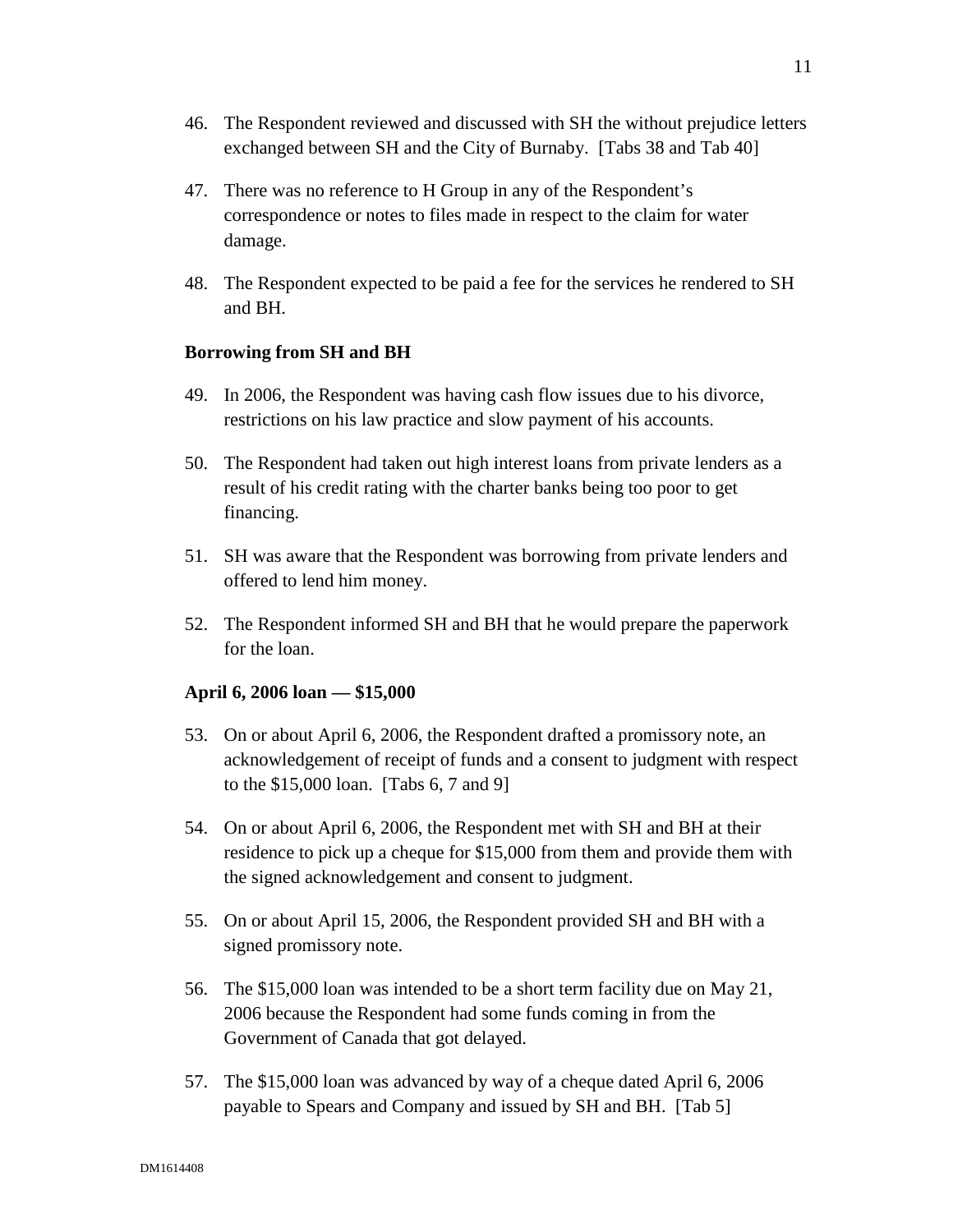46. The Respondent reviewed and discussed with SH the without prejudice letters exchanged between SH and the City of Burnaby. [Tabs 38 and Tab 40]

47. There was no reference to H Group in any of the Respondent's correspondence or notes to files made in respect to the claim for water damage.

48. The Respondent expected to be paid a fee for the services he rendered to SH and BH.

**Borrowing from SH and BH**

49. In 2006, the Respondent was having cash flow issues due to his divorce, restrictions on his law practice and slow payment of his accounts.

50. The Respondent had taken out high interest loans from private lenders as a result of his credit rating with the charter banks being too poor to get financing.

51. SH was aware that the Respondent was borrowing from private lenders and offered to lend him money.

52. The Respondent informed SH and BH that he would prepare the paperwork for the loan.

**April 6, 2006 loan — $15,000**

53. On or about April 6, 2006, the Respondent drafted a promissory note, an acknowledgement of receipt of funds and a consent to judgment with respect to the $15,000 loan. [Tabs 6, 7 and 9]

54. On or about April 6, 2006, the Respondent met with SH and BH at their residence to pick up a cheque for $15,000 from them and provide them with the signed acknowledgement and consent to judgment.

55. On or about April 15, 2006, the Respondent provided SH and BH with a signed promissory note.

56. The $15,000 loan was intended to be a short term facility due on May 21, 2006 because the Respondent had some funds coming in from the Government of Canada that got delayed.

57. The $15,000 loan was advanced by way of a cheque dated April 6, 2006 payable to Spears and Company and issued by SH and BH. [Tab 5]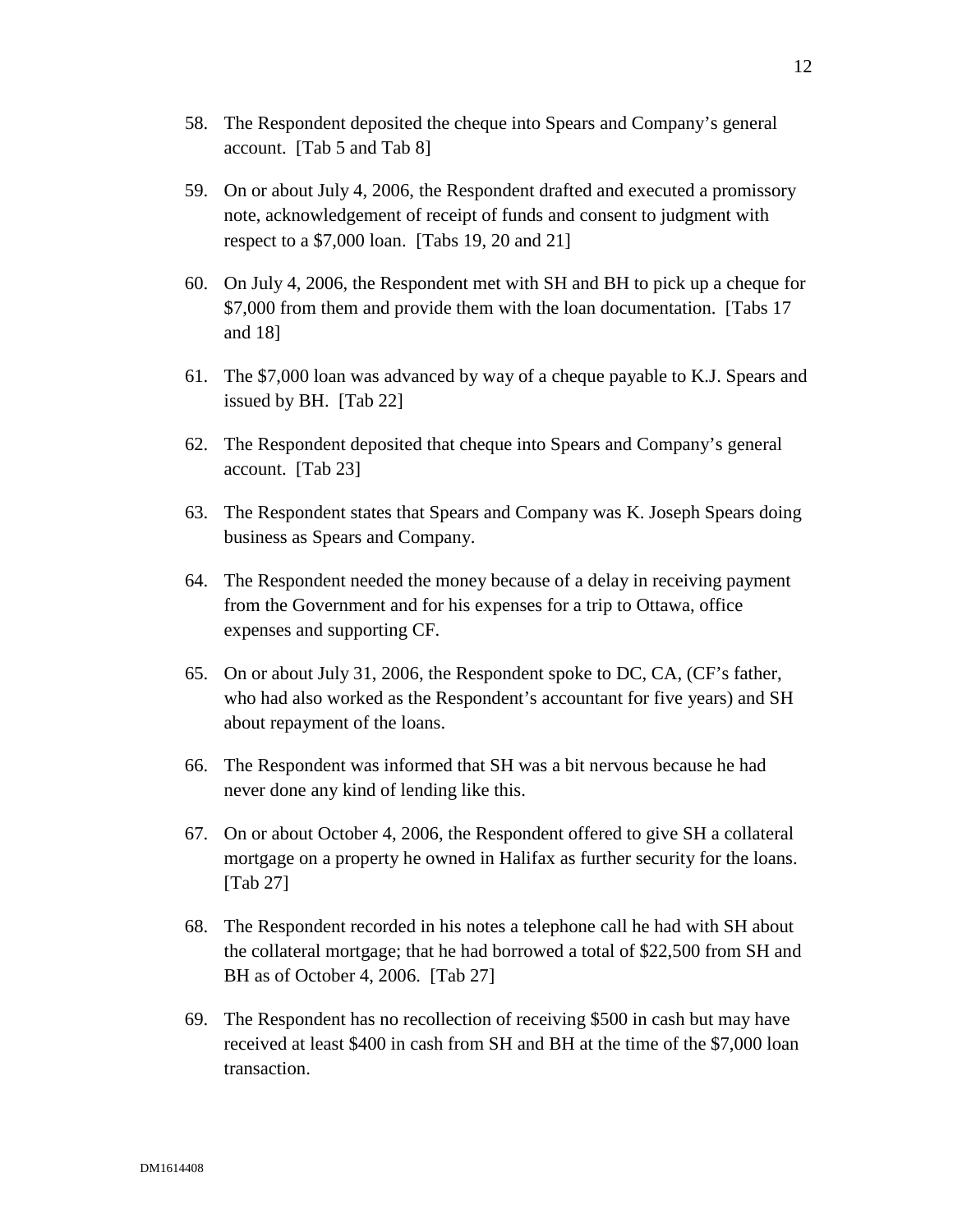58. The Respondent deposited the cheque into Spears and Company's general account. [Tab 5 and Tab 8]

59. On or about July 4, 2006, the Respondent drafted and executed a promissory note, acknowledgement of receipt of funds and consent to judgment with respect to a $7,000 loan. [Tabs 19, 20 and 21]

60. On July 4, 2006, the Respondent met with SH and BH to pick up a cheque for $7,000 from them and provide them with the loan documentation. [Tabs 17 and 18]

61. The $7,000 loan was advanced by way of a cheque payable to K.J. Spears and issued by BH. [Tab 22]

62. The Respondent deposited that cheque into Spears and Company's general account. [Tab 23]

63. The Respondent states that Spears and Company was K. Joseph Spears doing business as Spears and Company.

64. The Respondent needed the money because of a delay in receiving payment from the Government and for his expenses for a trip to Ottawa, office expenses and supporting CF.

65. On or about July 31, 2006, the Respondent spoke to DC, CA, (CF's father, who had also worked as the Respondent's accountant for five years) and SH about repayment of the loans.

66. The Respondent was informed that SH was a bit nervous because he had never done any kind of lending like this.

67. On or about October 4, 2006, the Respondent offered to give SH a collateral mortgage on a property he owned in Halifax as further security for the loans. [Tab 27]

68. The Respondent recorded in his notes a telephone call he had with SH about the collateral mortgage; that he had borrowed a total of $22,500 from SH and BH as of October 4, 2006. [Tab 27]

69. The Respondent has no recollection of receiving $500 in cash but may have received at least $400 in cash from SH and BH at the time of the $7,000 loan transaction.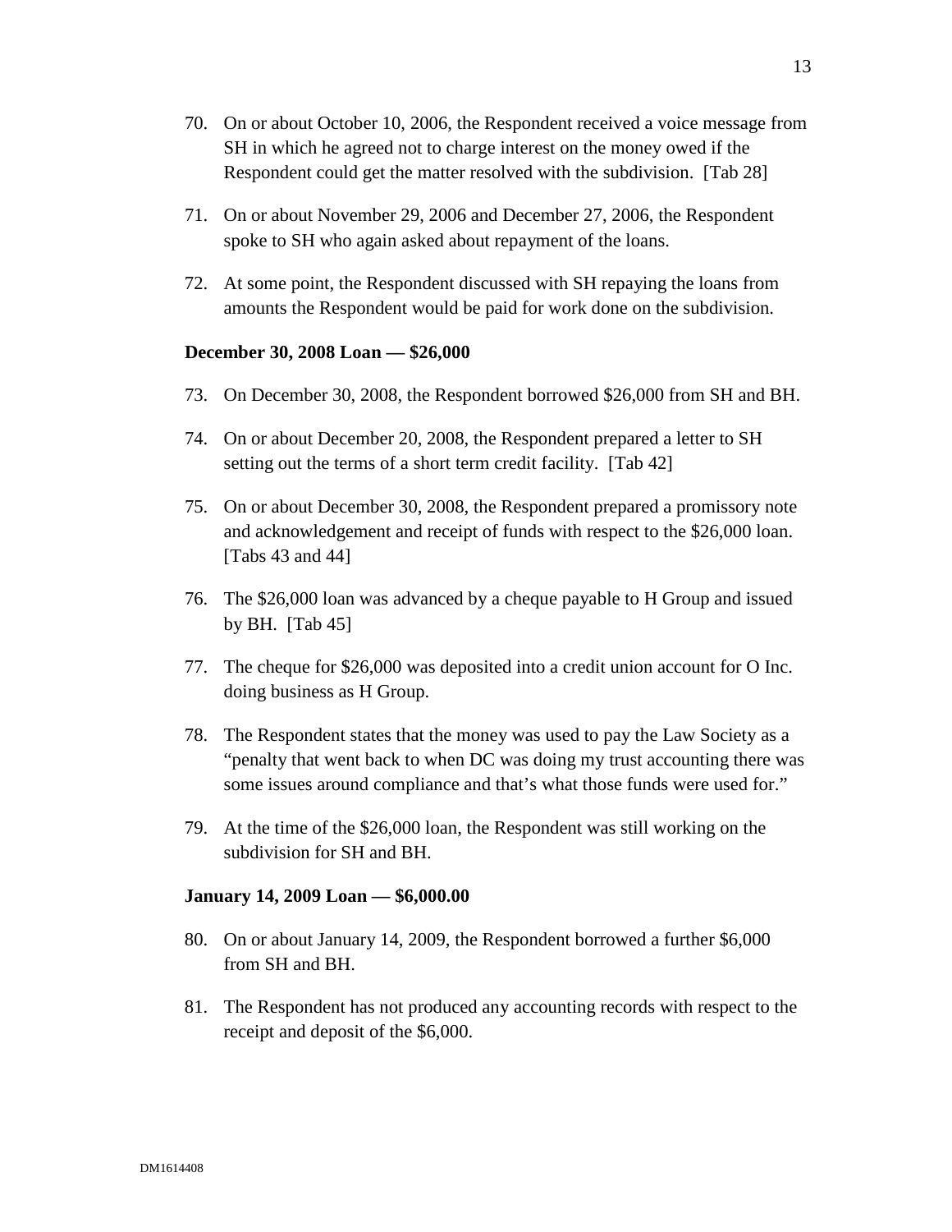70. On or about October 10, 2006, the Respondent received a voice message from SH in which he agreed not to charge interest on the money owed if the Respondent could get the matter resolved with the subdivision. [Tab 28]

71. On or about November 29, 2006 and December 27, 2006, the Respondent spoke to SH who again asked about repayment of the loans.

72. At some point, the Respondent discussed with SH repaying the loans from amounts the Respondent would be paid for work done on the subdivision.

**December 30, 2008 Loan — $26,000**

73. On December 30, 2008, the Respondent borrowed $26,000 from SH and BH.

74. On or about December 20, 2008, the Respondent prepared a letter to SH setting out the terms of a short term credit facility. [Tab 42]

75. On or about December 30, 2008, the Respondent prepared a promissory note and acknowledgement and receipt of funds with respect to the $26,000 loan. [Tabs 43 and 44]

76. The $26,000 loan was advanced by a cheque payable to H Group and issued by BH. [Tab 45]

77. The cheque for $26,000 was deposited into a credit union account for O Inc. doing business as H Group.

78. The Respondent states that the money was used to pay the Law Society as a "penalty that went back to when DC was doing my trust accounting there was some issues around compliance and that's what those funds were used for."

79. At the time of the $26,000 loan, the Respondent was still working on the subdivision for SH and BH.

**January 14, 2009 Loan — $6,000.00**

80. On or about January 14, 2009, the Respondent borrowed a further $6,000 from SH and BH.

81. The Respondent has not produced any accounting records with respect to the receipt and deposit of the $6,000.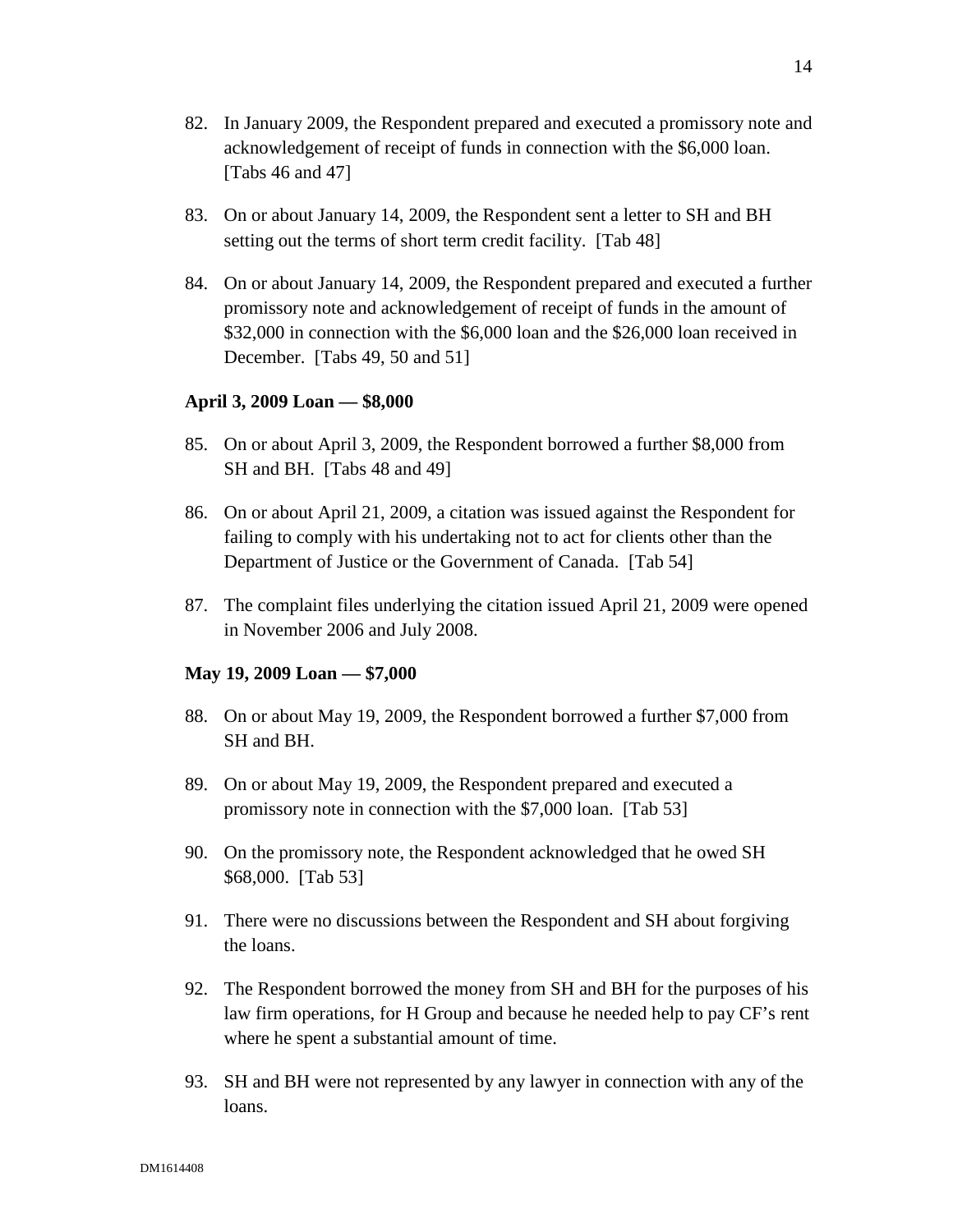82. In January 2009, the Respondent prepared and executed a promissory note and acknowledgement of receipt of funds in connection with the $6,000 loan. [Tabs 46 and 47]

83. On or about January 14, 2009, the Respondent sent a letter to SH and BH setting out the terms of short term credit facility. [Tab 48]

84. On or about January 14, 2009, the Respondent prepared and executed a further promissory note and acknowledgement of receipt of funds in the amount of $32,000 in connection with the $6,000 loan and the $26,000 loan received in December. [Tabs 49, 50 and 51]

**April 3, 2009 Loan — $8,000**

85. On or about April 3, 2009, the Respondent borrowed a further $8,000 from SH and BH. [Tabs 48 and 49]

86. On or about April 21, 2009, a citation was issued against the Respondent for failing to comply with his undertaking not to act for clients other than the Department of Justice or the Government of Canada. [Tab 54]

87. The complaint files underlying the citation issued April 21, 2009 were opened in November 2006 and July 2008.

**May 19, 2009 Loan — $7,000**

88. On or about May 19, 2009, the Respondent borrowed a further $7,000 from SH and BH.

89. On or about May 19, 2009, the Respondent prepared and executed a promissory note in connection with the $7,000 loan. [Tab 53]

90. On the promissory note, the Respondent acknowledged that he owed SH $68,000. [Tab 53]

91. There were no discussions between the Respondent and SH about forgiving the loans.

92. The Respondent borrowed the money from SH and BH for the purposes of his law firm operations, for H Group and because he needed help to pay CF's rent where he spent a substantial amount of time.

93. SH and BH were not represented by any lawyer in connection with any of the loans.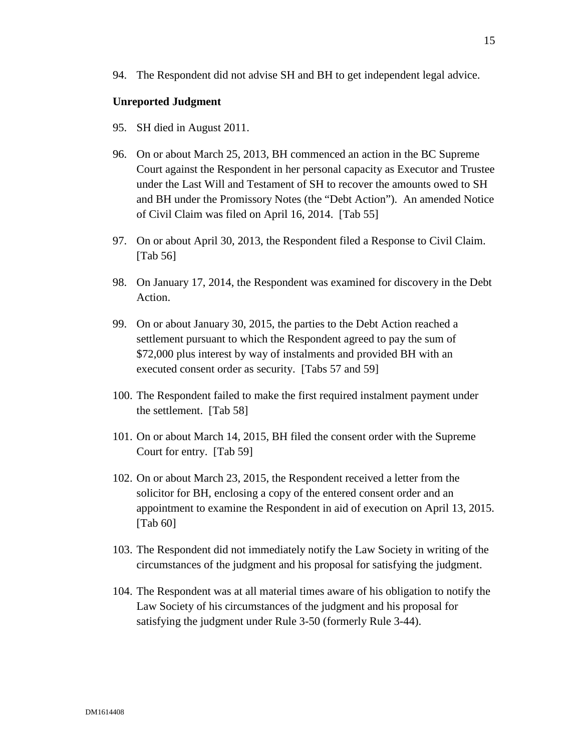94. The Respondent did not advise SH and BH to get independent legal advice.

**Unreported Judgment**

95. SH died in August 2011.

96. On or about March 25, 2013, BH commenced an action in the BC Supreme Court against the Respondent in her personal capacity as Executor and Trustee under the Last Will and Testament of SH to recover the amounts owed to SH and BH under the Promissory Notes (the "Debt Action"). An amended Notice of Civil Claim was filed on April 16, 2014. [Tab 55]

97. On or about April 30, 2013, the Respondent filed a Response to Civil Claim. [Tab 56]

98. On January 17, 2014, the Respondent was examined for discovery in the Debt Action.

99. On or about January 30, 2015, the parties to the Debt Action reached a settlement pursuant to which the Respondent agreed to pay the sum of $72,000 plus interest by way of instalments and provided BH with an executed consent order as security. [Tabs 57 and 59]

100. The Respondent failed to make the first required instalment payment under the settlement. [Tab 58]

101. On or about March 14, 2015, BH filed the consent order with the Supreme Court for entry. [Tab 59]

102. On or about March 23, 2015, the Respondent received a letter from the solicitor for BH, enclosing a copy of the entered consent order and an appointment to examine the Respondent in aid of execution on April 13, 2015. [Tab 60]

103. The Respondent did not immediately notify the Law Society in writing of the circumstances of the judgment and his proposal for satisfying the judgment.

104. The Respondent was at all material times aware of his obligation to notify the Law Society of his circumstances of the judgment and his proposal for satisfying the judgment under Rule 3-50 (formerly Rule 3-44).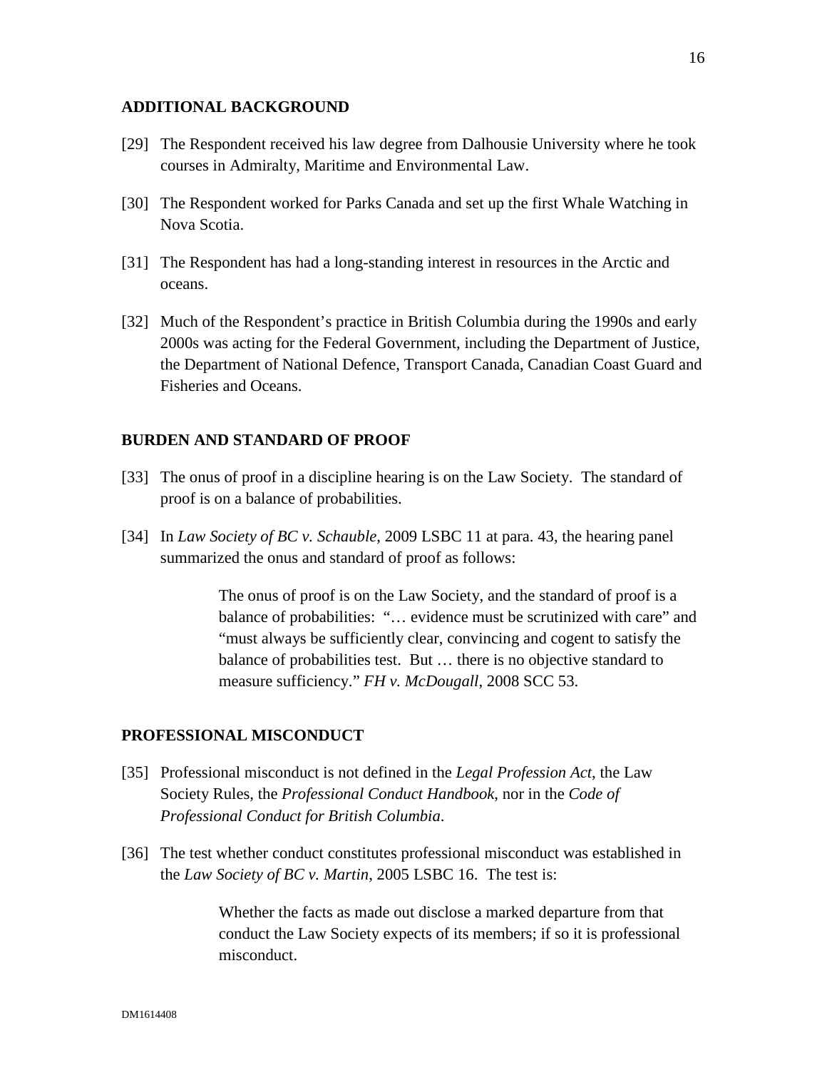## ADDITIONAL BACKGROUND

[29] The Respondent received his law degree from Dalhousie University where he took courses in Admiralty, Maritime and Environmental Law.

[30] The Respondent worked for Parks Canada and set up the first Whale Watching in Nova Scotia.

[31] The Respondent has had a long-standing interest in resources in the Arctic and oceans.

[32] Much of the Respondent's practice in British Columbia during the 1990s and early 2000s was acting for the Federal Government, including the Department of Justice, the Department of National Defence, Transport Canada, Canadian Coast Guard and Fisheries and Oceans.

## BURDEN AND STANDARD OF PROOF

[33] The onus of proof in a discipline hearing is on the Law Society. The standard of proof is on a balance of probabilities.

[34] In *Law Society of BC v. Schauble*, 2009 LSBC 11 at para. 43, the hearing panel summarized the onus and standard of proof as follows:

> The onus of proof is on the Law Society, and the standard of proof is a balance of probabilities: "… evidence must be scrutinized with care" and "must always be sufficiently clear, convincing and cogent to satisfy the balance of probabilities test. But … there is no objective standard to measure sufficiency." *FH v. McDougall*, 2008 SCC 53.

## PROFESSIONAL MISCONDUCT

[35] Professional misconduct is not defined in the *Legal Profession Act*, the Law Society Rules, the *Professional Conduct Handbook*, nor in the *Code of Professional Conduct for British Columbia*.

[36] The test whether conduct constitutes professional misconduct was established in the *Law Society of BC v. Martin*, 2005 LSBC 16. The test is:

> Whether the facts as made out disclose a marked departure from that conduct the Law Society expects of its members; if so it is professional misconduct.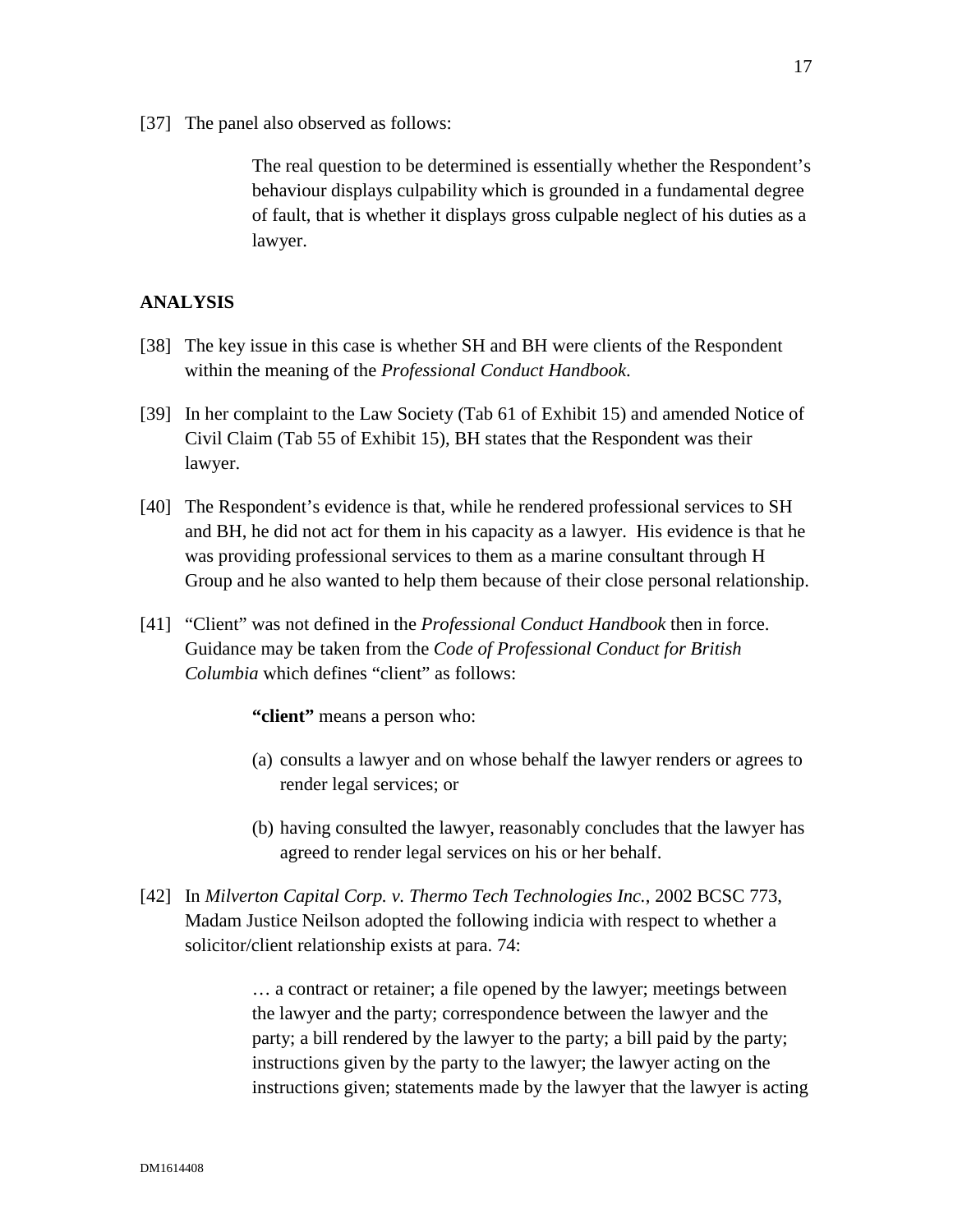[37] The panel also observed as follows:

> The real question to be determined is essentially whether the Respondent's behaviour displays culpability which is grounded in a fundamental degree of fault, that is whether it displays gross culpable neglect of his duties as a lawyer.

## ANALYSIS

[38] The key issue in this case is whether SH and BH were clients of the Respondent within the meaning of the *Professional Conduct Handbook*.

[39] In her complaint to the Law Society (Tab 61 of Exhibit 15) and amended Notice of Civil Claim (Tab 55 of Exhibit 15), BH states that the Respondent was their lawyer.

[40] The Respondent's evidence is that, while he rendered professional services to SH and BH, he did not act for them in his capacity as a lawyer. His evidence is that he was providing professional services to them as a marine consultant through H Group and he also wanted to help them because of their close personal relationship.

[41] "Client" was not defined in the *Professional Conduct Handbook* then in force. Guidance may be taken from the *Code of Professional Conduct for British Columbia* which defines "client" as follows:

> **"client"** means a person who:
>
> (a) consults a lawyer and on whose behalf the lawyer renders or agrees to render legal services; or
>
> (b) having consulted the lawyer, reasonably concludes that the lawyer has agreed to render legal services on his or her behalf.

[42] In *Milverton Capital Corp. v. Thermo Tech Technologies Inc.*, 2002 BCSC 773, Madam Justice Neilson adopted the following indicia with respect to whether a solicitor/client relationship exists at para. 74:

> … a contract or retainer; a file opened by the lawyer; meetings between the lawyer and the party; correspondence between the lawyer and the party; a bill rendered by the lawyer to the party; a bill paid by the party; instructions given by the party to the lawyer; the lawyer acting on the instructions given; statements made by the lawyer that the lawyer is acting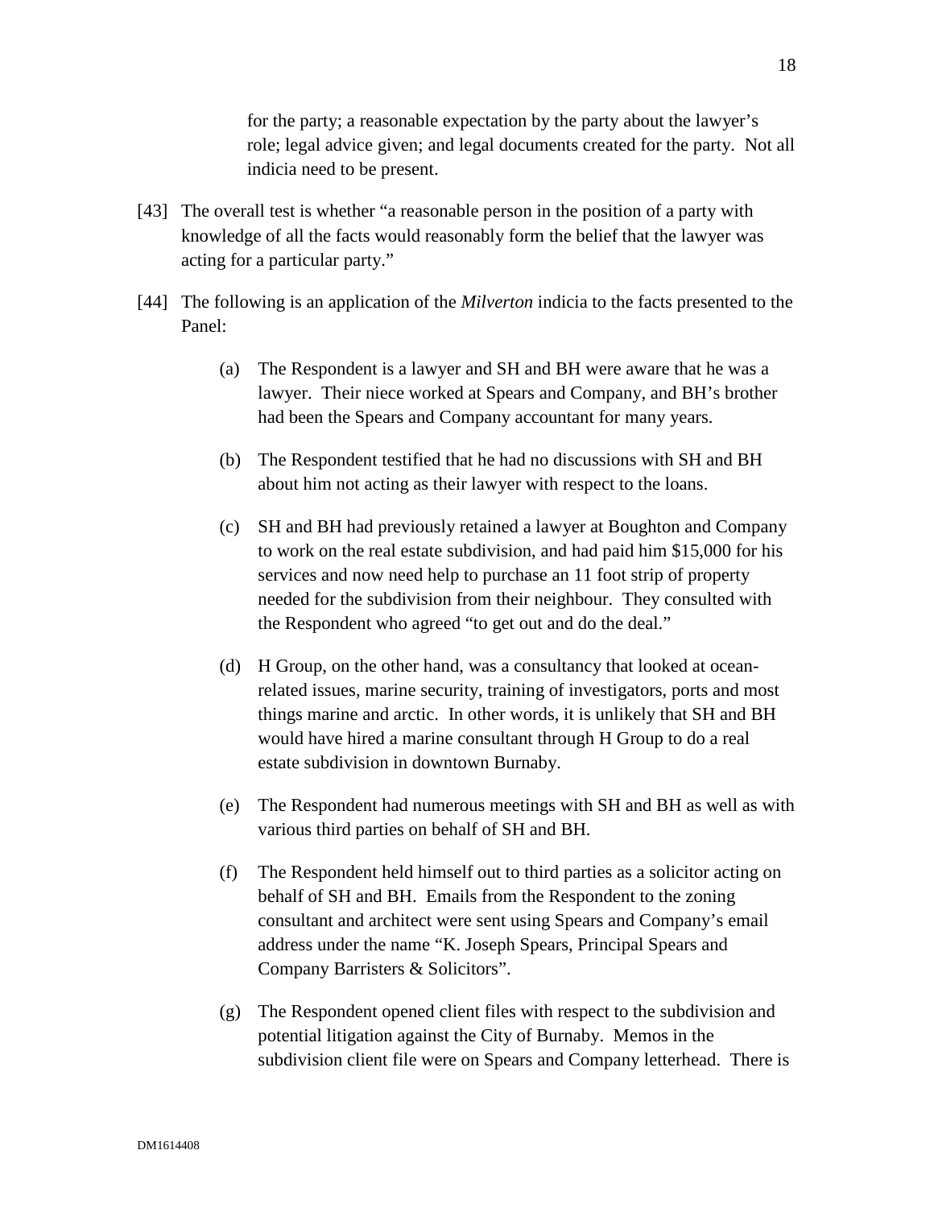for the party; a reasonable expectation by the party about the lawyer's role; legal advice given; and legal documents created for the party. Not all indicia need to be present.

[43] The overall test is whether "a reasonable person in the position of a party with knowledge of all the facts would reasonably form the belief that the lawyer was acting for a particular party."

[44] The following is an application of the *Milverton* indicia to the facts presented to the Panel:

(a) The Respondent is a lawyer and SH and BH were aware that he was a lawyer. Their niece worked at Spears and Company, and BH's brother had been the Spears and Company accountant for many years.

(b) The Respondent testified that he had no discussions with SH and BH about him not acting as their lawyer with respect to the loans.

(c) SH and BH had previously retained a lawyer at Boughton and Company to work on the real estate subdivision, and had paid him $15,000 for his services and now need help to purchase an 11 foot strip of property needed for the subdivision from their neighbour. They consulted with the Respondent who agreed "to get out and do the deal."

(d) H Group, on the other hand, was a consultancy that looked at ocean-related issues, marine security, training of investigators, ports and most things marine and arctic. In other words, it is unlikely that SH and BH would have hired a marine consultant through H Group to do a real estate subdivision in downtown Burnaby.

(e) The Respondent had numerous meetings with SH and BH as well as with various third parties on behalf of SH and BH.

(f) The Respondent held himself out to third parties as a solicitor acting on behalf of SH and BH. Emails from the Respondent to the zoning consultant and architect were sent using Spears and Company's email address under the name "K. Joseph Spears, Principal Spears and Company Barristers & Solicitors".

(g) The Respondent opened client files with respect to the subdivision and potential litigation against the City of Burnaby. Memos in the subdivision client file were on Spears and Company letterhead. There is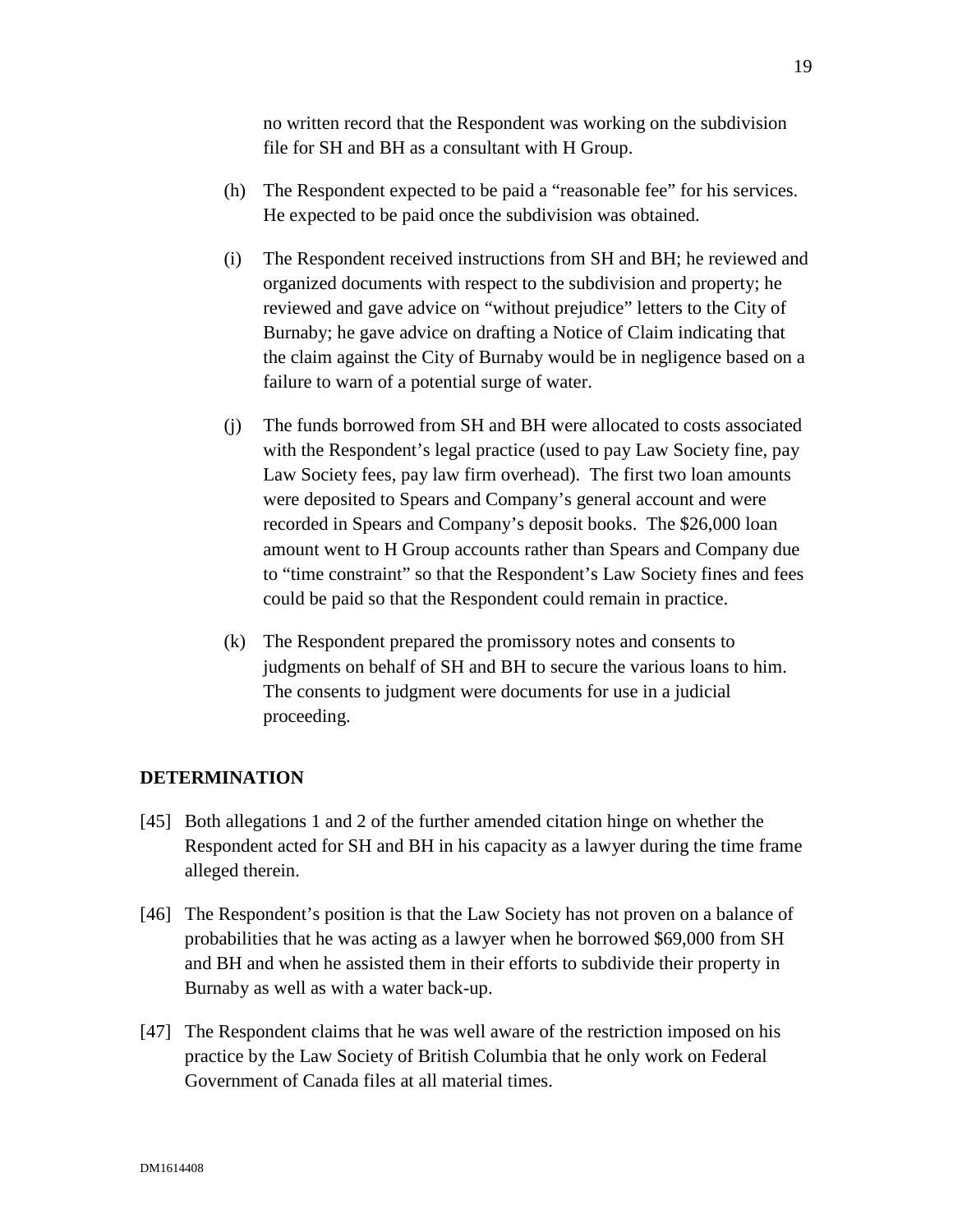no written record that the Respondent was working on the subdivision file for SH and BH as a consultant with H Group.

(h) The Respondent expected to be paid a "reasonable fee" for his services. He expected to be paid once the subdivision was obtained.

(i) The Respondent received instructions from SH and BH; he reviewed and organized documents with respect to the subdivision and property; he reviewed and gave advice on "without prejudice" letters to the City of Burnaby; he gave advice on drafting a Notice of Claim indicating that the claim against the City of Burnaby would be in negligence based on a failure to warn of a potential surge of water.

(j) The funds borrowed from SH and BH were allocated to costs associated with the Respondent's legal practice (used to pay Law Society fine, pay Law Society fees, pay law firm overhead). The first two loan amounts were deposited to Spears and Company's general account and were recorded in Spears and Company's deposit books. The $26,000 loan amount went to H Group accounts rather than Spears and Company due to "time constraint" so that the Respondent's Law Society fines and fees could be paid so that the Respondent could remain in practice.

(k) The Respondent prepared the promissory notes and consents to judgments on behalf of SH and BH to secure the various loans to him. The consents to judgment were documents for use in a judicial proceeding.

## DETERMINATION

[45] Both allegations 1 and 2 of the further amended citation hinge on whether the Respondent acted for SH and BH in his capacity as a lawyer during the time frame alleged therein.

[46] The Respondent's position is that the Law Society has not proven on a balance of probabilities that he was acting as a lawyer when he borrowed $69,000 from SH and BH and when he assisted them in their efforts to subdivide their property in Burnaby as well as with a water back-up.

[47] The Respondent claims that he was well aware of the restriction imposed on his practice by the Law Society of British Columbia that he only work on Federal Government of Canada files at all material times.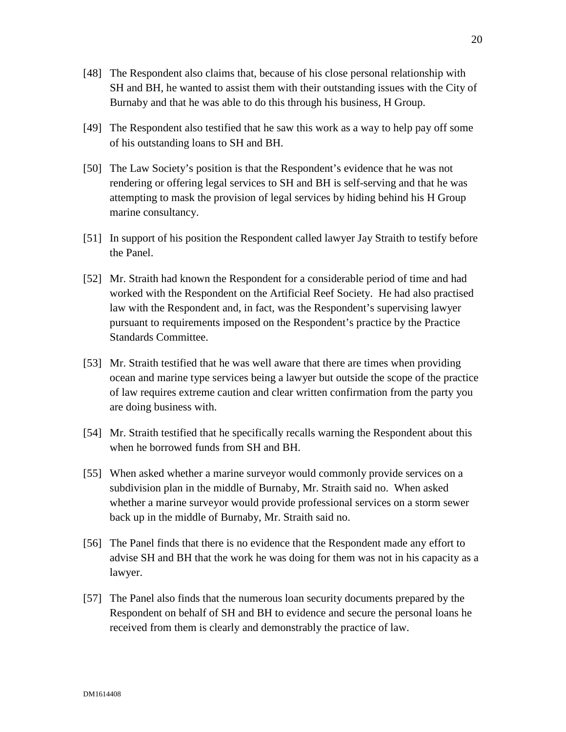[48] The Respondent also claims that, because of his close personal relationship with SH and BH, he wanted to assist them with their outstanding issues with the City of Burnaby and that he was able to do this through his business, H Group.

[49] The Respondent also testified that he saw this work as a way to help pay off some of his outstanding loans to SH and BH.

[50] The Law Society's position is that the Respondent's evidence that he was not rendering or offering legal services to SH and BH is self-serving and that he was attempting to mask the provision of legal services by hiding behind his H Group marine consultancy.

[51] In support of his position the Respondent called lawyer Jay Straith to testify before the Panel.

[52] Mr. Straith had known the Respondent for a considerable period of time and had worked with the Respondent on the Artificial Reef Society. He had also practised law with the Respondent and, in fact, was the Respondent's supervising lawyer pursuant to requirements imposed on the Respondent's practice by the Practice Standards Committee.

[53] Mr. Straith testified that he was well aware that there are times when providing ocean and marine type services being a lawyer but outside the scope of the practice of law requires extreme caution and clear written confirmation from the party you are doing business with.

[54] Mr. Straith testified that he specifically recalls warning the Respondent about this when he borrowed funds from SH and BH.

[55] When asked whether a marine surveyor would commonly provide services on a subdivision plan in the middle of Burnaby, Mr. Straith said no. When asked whether a marine surveyor would provide professional services on a storm sewer back up in the middle of Burnaby, Mr. Straith said no.

[56] The Panel finds that there is no evidence that the Respondent made any effort to advise SH and BH that the work he was doing for them was not in his capacity as a lawyer.

[57] The Panel also finds that the numerous loan security documents prepared by the Respondent on behalf of SH and BH to evidence and secure the personal loans he received from them is clearly and demonstrably the practice of law.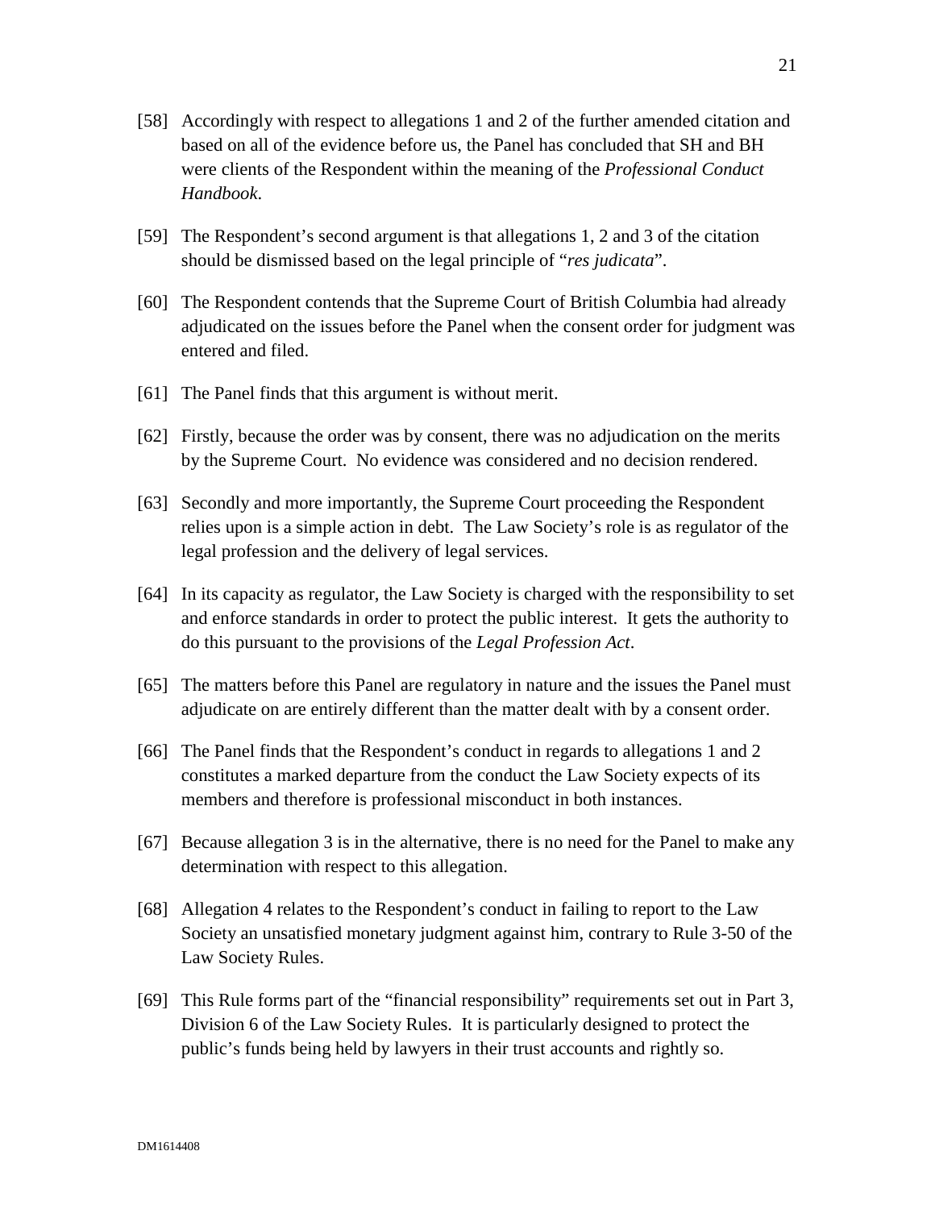[58] Accordingly with respect to allegations 1 and 2 of the further amended citation and based on all of the evidence before us, the Panel has concluded that SH and BH were clients of the Respondent within the meaning of the *Professional Conduct Handbook*.

[59] The Respondent's second argument is that allegations 1, 2 and 3 of the citation should be dismissed based on the legal principle of "*res judicata*".

[60] The Respondent contends that the Supreme Court of British Columbia had already adjudicated on the issues before the Panel when the consent order for judgment was entered and filed.

[61] The Panel finds that this argument is without merit.

[62] Firstly, because the order was by consent, there was no adjudication on the merits by the Supreme Court. No evidence was considered and no decision rendered.

[63] Secondly and more importantly, the Supreme Court proceeding the Respondent relies upon is a simple action in debt. The Law Society's role is as regulator of the legal profession and the delivery of legal services.

[64] In its capacity as regulator, the Law Society is charged with the responsibility to set and enforce standards in order to protect the public interest. It gets the authority to do this pursuant to the provisions of the *Legal Profession Act*.

[65] The matters before this Panel are regulatory in nature and the issues the Panel must adjudicate on are entirely different than the matter dealt with by a consent order.

[66] The Panel finds that the Respondent's conduct in regards to allegations 1 and 2 constitutes a marked departure from the conduct the Law Society expects of its members and therefore is professional misconduct in both instances.

[67] Because allegation 3 is in the alternative, there is no need for the Panel to make any determination with respect to this allegation.

[68] Allegation 4 relates to the Respondent's conduct in failing to report to the Law Society an unsatisfied monetary judgment against him, contrary to Rule 3-50 of the Law Society Rules.

[69] This Rule forms part of the "financial responsibility" requirements set out in Part 3, Division 6 of the Law Society Rules. It is particularly designed to protect the public's funds being held by lawyers in their trust accounts and rightly so.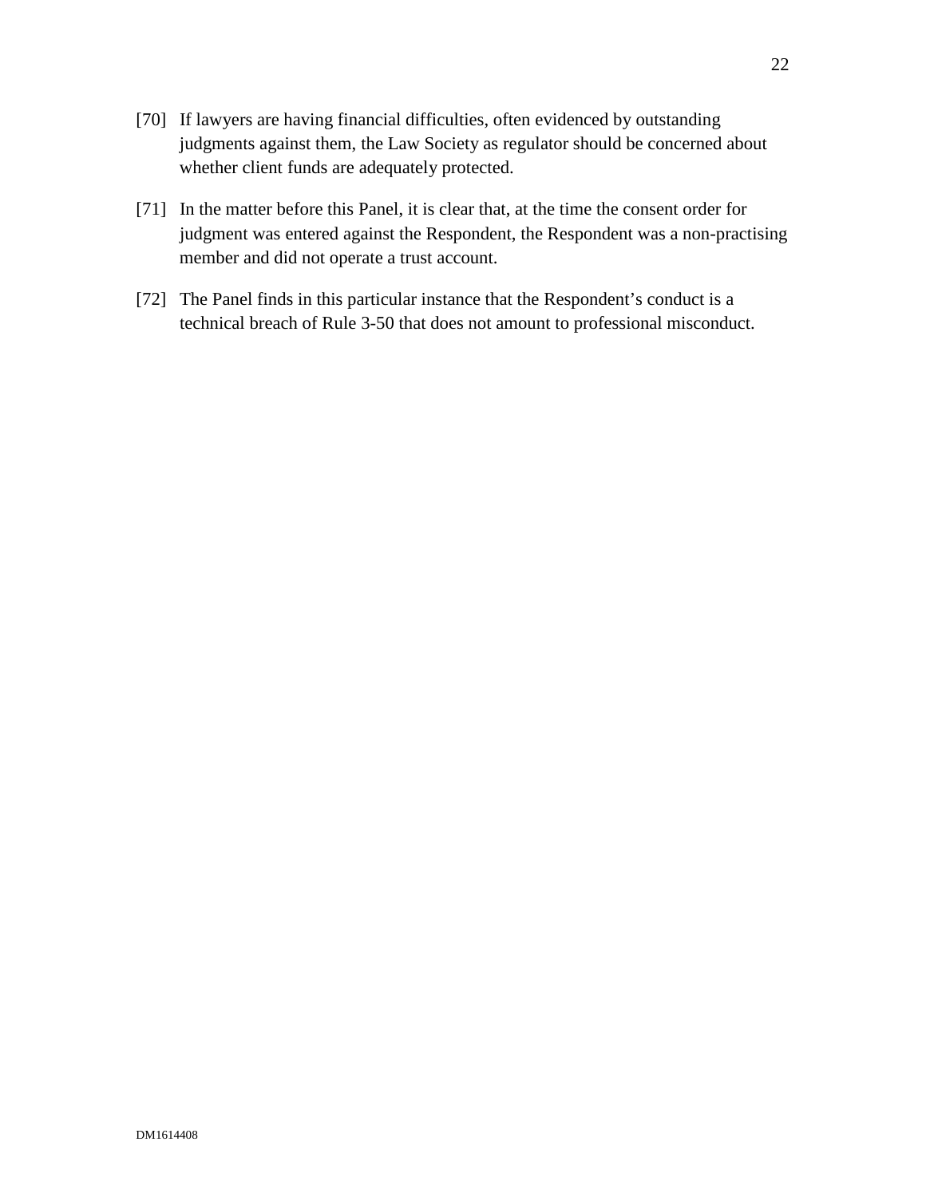[70] If lawyers are having financial difficulties, often evidenced by outstanding judgments against them, the Law Society as regulator should be concerned about whether client funds are adequately protected.

[71] In the matter before this Panel, it is clear that, at the time the consent order for judgment was entered against the Respondent, the Respondent was a non-practising member and did not operate a trust account.

[72] The Panel finds in this particular instance that the Respondent's conduct is a technical breach of Rule 3-50 that does not amount to professional misconduct.